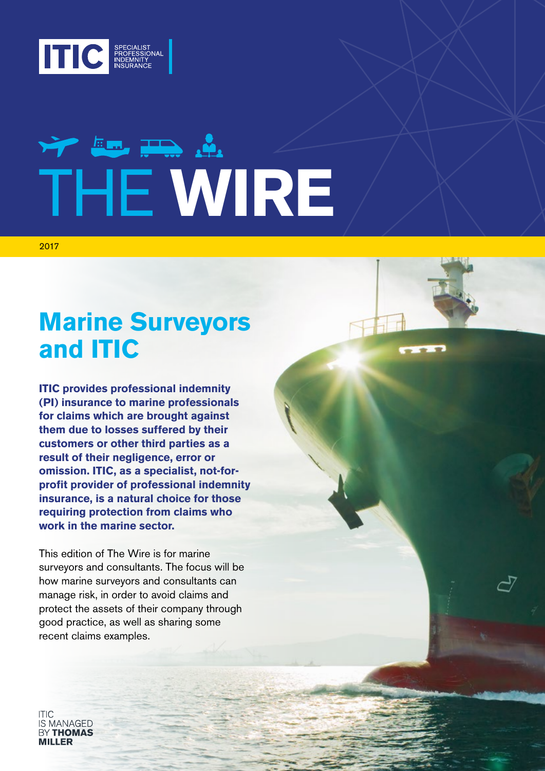ITIC SPECIALIST PROFESSIONAL INDEMNITY INSURANCE

# THE WIRE

2017

## Marine Surveyors and ITIC

**ITIC provides professional indemnity (PI) insurance to marine professionals for claims which are brought against them due to losses suffered by their customers or other third parties as a result of their negligence, error or omission. ITIC, as a specialist, not-for-profit provider of professional indemnity insurance, is a natural choice for those requiring protection from claims who work in the marine sector.**

This edition of The Wire is for marine surveyors and consultants. The focus will be how marine surveyors and consultants can manage risk, in order to avoid claims and protect the assets of their company through good practice, as well as sharing some recent claims examples.

ITIC IS MANAGED BY **THOMAS MILLER**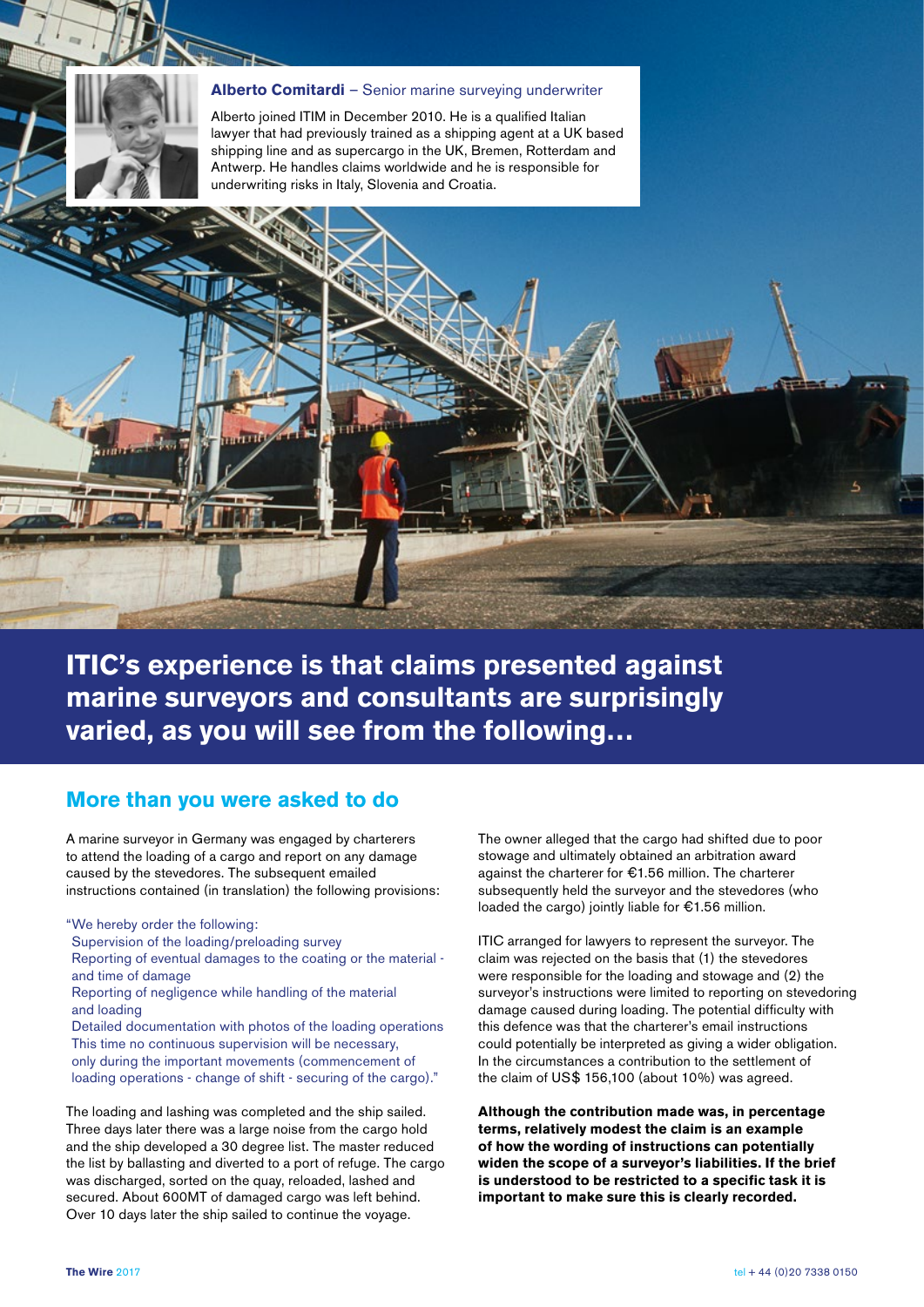**Alberto Comitardi** – Senior marine surveying underwriter

Alberto joined ITIM in December 2010. He is a qualified Italian lawyer that had previously trained as a shipping agent at a UK based shipping line and as supercargo in the UK, Bremen, Rotterdam and Antwerp. He handles claims worldwide and he is responsible for underwriting risks in Italy, Slovenia and Croatia.

# ITIC's experience is that claims presented against marine surveyors and consultants are surprisingly varied, as you will see from the following…

## More than you were asked to do

A marine surveyor in Germany was engaged by charterers to attend the loading of a cargo and report on any damage caused by the stevedores. The subsequent emailed instructions contained (in translation) the following provisions:

"We hereby order the following:
Supervision of the loading/preloading survey
Reporting of eventual damages to the coating or the material - and time of damage
Reporting of negligence while handling of the material and loading
Detailed documentation with photos of the loading operations
This time no continuous supervision will be necessary, only during the important movements (commencement of loading operations - change of shift - securing of the cargo)."

The loading and lashing was completed and the ship sailed. Three days later there was a large noise from the cargo hold and the ship developed a 30 degree list. The master reduced the list by ballasting and diverted to a port of refuge. The cargo was discharged, sorted on the quay, reloaded, lashed and secured. About 600MT of damaged cargo was left behind. Over 10 days later the ship sailed to continue the voyage.

The owner alleged that the cargo had shifted due to poor stowage and ultimately obtained an arbitration award against the charterer for €1.56 million. The charterer subsequently held the surveyor and the stevedores (who loaded the cargo) jointly liable for €1.56 million.

ITIC arranged for lawyers to represent the surveyor. The claim was rejected on the basis that (1) the stevedores were responsible for the loading and stowage and (2) the surveyor's instructions were limited to reporting on stevedoring damage caused during loading. The potential difficulty with this defence was that the charterer's email instructions could potentially be interpreted as giving a wider obligation. In the circumstances a contribution to the settlement of the claim of US$ 156,100 (about 10%) was agreed.

**Although the contribution made was, in percentage terms, relatively modest the claim is an example of how the wording of instructions can potentially widen the scope of a surveyor's liabilities. If the brief is understood to be restricted to a specific task it is important to make sure this is clearly recorded.**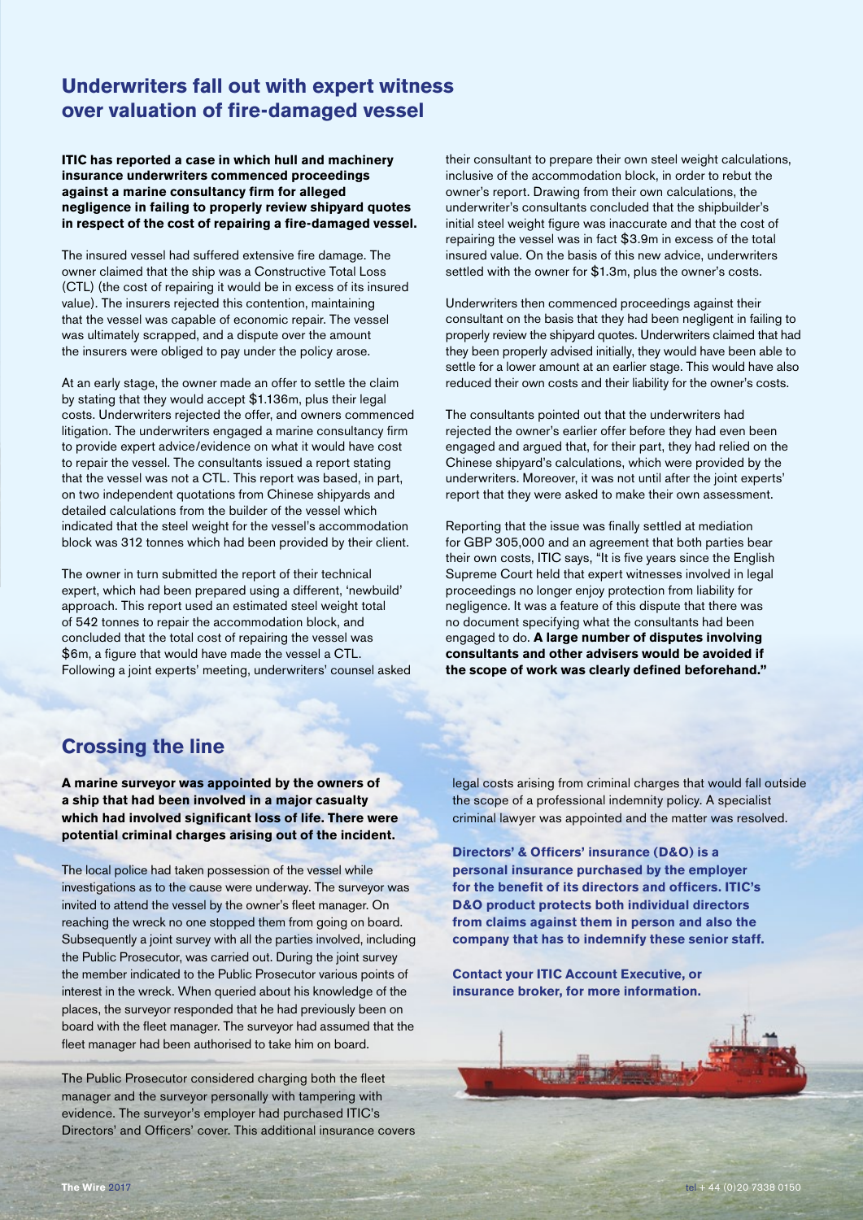## Underwriters fall out with expert witness over valuation of fire-damaged vessel

**ITIC has reported a case in which hull and machinery insurance underwriters commenced proceedings against a marine consultancy firm for alleged negligence in failing to properly review shipyard quotes in respect of the cost of repairing a fire-damaged vessel.**

The insured vessel had suffered extensive fire damage. The owner claimed that the ship was a Constructive Total Loss (CTL) (the cost of repairing it would be in excess of its insured value). The insurers rejected this contention, maintaining that the vessel was capable of economic repair. The vessel was ultimately scrapped, and a dispute over the amount the insurers were obliged to pay under the policy arose.

At an early stage, the owner made an offer to settle the claim by stating that they would accept $1.136m, plus their legal costs. Underwriters rejected the offer, and owners commenced litigation. The underwriters engaged a marine consultancy firm to provide expert advice/evidence on what it would have cost to repair the vessel. The consultants issued a report stating that the vessel was not a CTL. This report was based, in part, on two independent quotations from Chinese shipyards and detailed calculations from the builder of the vessel which indicated that the steel weight for the vessel's accommodation block was 312 tonnes which had been provided by their client.

The owner in turn submitted the report of their technical expert, which had been prepared using a different, 'newbuild' approach. This report used an estimated steel weight total of 542 tonnes to repair the accommodation block, and concluded that the total cost of repairing the vessel was $6m, a figure that would have made the vessel a CTL. Following a joint experts' meeting, underwriters' counsel asked their consultant to prepare their own steel weight calculations, inclusive of the accommodation block, in order to rebut the owner's report. Drawing from their own calculations, the underwriter's consultants concluded that the shipbuilder's initial steel weight figure was inaccurate and that the cost of repairing the vessel was in fact $3.9m in excess of the total insured value. On the basis of this new advice, underwriters settled with the owner for $1.3m, plus the owner's costs.

Underwriters then commenced proceedings against their consultant on the basis that they had been negligent in failing to properly review the shipyard quotes. Underwriters claimed that had they been properly advised initially, they would have been able to settle for a lower amount at an earlier stage. This would have also reduced their own costs and their liability for the owner's costs.

The consultants pointed out that the underwriters had rejected the owner's earlier offer before they had even been engaged and argued that, for their part, they had relied on the Chinese shipyard's calculations, which were provided by the underwriters. Moreover, it was not until after the joint experts' report that they were asked to make their own assessment.

Reporting that the issue was finally settled at mediation for GBP 305,000 and an agreement that both parties bear their own costs, ITIC says, "It is five years since the English Supreme Court held that expert witnesses involved in legal proceedings no longer enjoy protection from liability for negligence. It was a feature of this dispute that there was no document specifying what the consultants had been engaged to do. **A large number of disputes involving consultants and other advisers would be avoided if the scope of work was clearly defined beforehand."**

## Crossing the line

**A marine surveyor was appointed by the owners of a ship that had been involved in a major casualty which had involved significant loss of life. There were potential criminal charges arising out of the incident.**

The local police had taken possession of the vessel while investigations as to the cause were underway. The surveyor was invited to attend the vessel by the owner's fleet manager. On reaching the wreck no one stopped them from going on board. Subsequently a joint survey with all the parties involved, including the Public Prosecutor, was carried out. During the joint survey the member indicated to the Public Prosecutor various points of interest in the wreck. When queried about his knowledge of the places, the surveyor responded that he had previously been on board with the fleet manager. The surveyor had assumed that the fleet manager had been authorised to take him on board.

The Public Prosecutor considered charging both the fleet manager and the surveyor personally with tampering with evidence. The surveyor's employer had purchased ITIC's Directors' and Officers' cover. This additional insurance covers legal costs arising from criminal charges that would fall outside the scope of a professional indemnity policy. A specialist criminal lawyer was appointed and the matter was resolved.

**Directors' & Officers' insurance (D&O) is a personal insurance purchased by the employer for the benefit of its directors and officers. ITIC's D&O product protects both individual directors from claims against them in person and also the company that has to indemnify these senior staff.**

**Contact your ITIC Account Executive, or insurance broker, for more information.**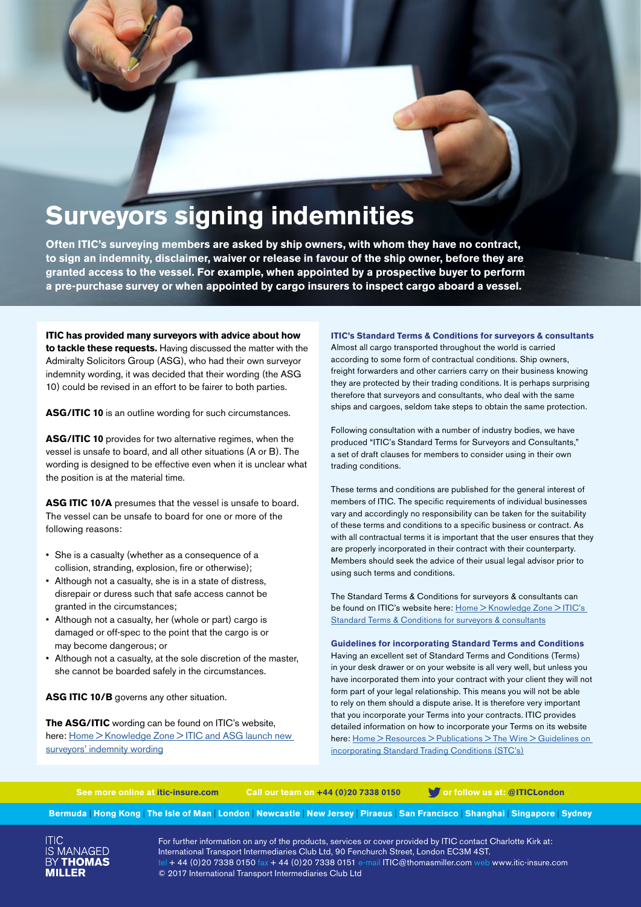# Surveyors signing indemnities

**Often ITIC's surveying members are asked by ship owners, with whom they have no contract, to sign an indemnity, disclaimer, waiver or release in favour of the ship owner, before they are granted access to the vessel. For example, when appointed by a prospective buyer to perform a pre-purchase survey or when appointed by cargo insurers to inspect cargo aboard a vessel.**

**ITIC has provided many surveyors with advice about how to tackle these requests.** Having discussed the matter with the Admiralty Solicitors Group (ASG), who had their own surveyor indemnity wording, it was decided that their wording (the ASG 10) could be revised in an effort to be fairer to both parties.

**ASG/ITIC 10** is an outline wording for such circumstances.

**ASG/ITIC 10** provides for two alternative regimes, when the vessel is unsafe to board, and all other situations (A or B). The wording is designed to be effective even when it is unclear what the position is at the material time.

**ASG ITIC 10/A** presumes that the vessel is unsafe to board. The vessel can be unsafe to board for one or more of the following reasons:

- She is a casualty (whether as a consequence of a collision, stranding, explosion, fire or otherwise);
- Although not a casualty, she is in a state of distress, disrepair or duress such that safe access cannot be granted in the circumstances;
- Although not a casualty, her (whole or part) cargo is damaged or off-spec to the point that the cargo is or may become dangerous; or
- Although not a casualty, at the sole discretion of the master, she cannot be boarded safely in the circumstances.

**ASG ITIC 10/B** governs any other situation.

**The ASG/ITIC** wording can be found on ITIC's website, here: Home > Knowledge Zone > ITIC and ASG launch new surveyors' indemnity wording

### ITIC's Standard Terms & Conditions for surveyors & consultants

Almost all cargo transported throughout the world is carried according to some form of contractual conditions. Ship owners, freight forwarders and other carriers carry on their business knowing they are protected by their trading conditions. It is perhaps surprising therefore that surveyors and consultants, who deal with the same ships and cargoes, seldom take steps to obtain the same protection.

Following consultation with a number of industry bodies, we have produced "ITIC's Standard Terms for Surveyors and Consultants," a set of draft clauses for members to consider using in their own trading conditions.

These terms and conditions are published for the general interest of members of ITIC. The specific requirements of individual businesses vary and accordingly no responsibility can be taken for the suitability of these terms and conditions to a specific business or contract. As with all contractual terms it is important that the user ensures that they are properly incorporated in their contract with their counterparty. Members should seek the advice of their usual legal advisor prior to using such terms and conditions.

The Standard Terms & Conditions for surveyors & consultants can be found on ITIC's website here: Home > Knowledge Zone > ITIC's Standard Terms & Conditions for surveyors & consultants

### Guidelines for incorporating Standard Terms and Conditions

Having an excellent set of Standard Terms and Conditions (Terms) in your desk drawer or on your website is all very well, but unless you have incorporated them into your contract with your client they will not form part of your legal relationship. This means you will not be able to rely on them should a dispute arise. It is therefore very important that you incorporate your Terms into your contracts. ITIC provides detailed information on how to incorporate your Terms on its website here: Home > Resources > Publications > The Wire > Guidelines on incorporating Standard Trading Conditions (STC's)

See more online at itic-insure.com   Call our team on +44 (0)20 7338 0150   or follow us at: @ITICLondon

Bermuda | Hong Kong | The Isle of Man | London | Newcastle | New Jersey | Piraeus | San Francisco | Shanghai | Singapore | Sydney

ITIC IS MANAGED BY THOMAS MILLER

For further information on any of the products, services or cover provided by ITIC contact Charlotte Kirk at:
International Transport Intermediaries Club Ltd, 90 Fenchurch Street, London EC3M 4ST.
tel + 44 (0)20 7338 0150 fax + 44 (0)20 7338 0151 e-mail ITIC@thomasmiller.com web www.itic-insure.com
© 2017 International Transport Intermediaries Club Ltd